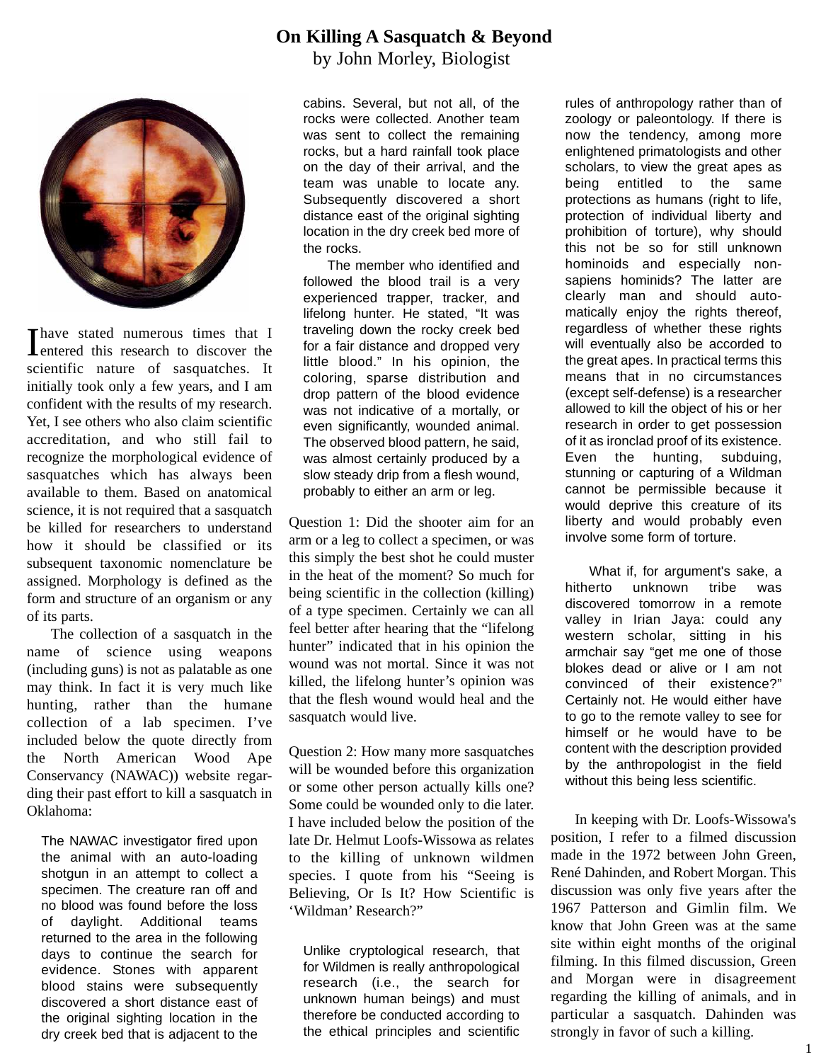# On Killing A Sasquatch & Beyond

by John Morley, Biologist

I have stated numerous times that I entered this research to discover the scientific nature of sasquatches. It initially took only a few years, and I am confident with the results of my research. Yet, I see others who also claim scientific accreditation, and who still fail to recognize the morphological evidence of sasquatches which has always been available to them. Based on anatomical science, it is not required that a sasquatch be killed for researchers to understand how it should be classified or its subsequent taxonomic nomenclature be assigned. Morphology is defined as the form and structure of an organism or any of its parts.

The collection of a sasquatch in the name of science using weapons (including guns) is not as palatable as one may think. In fact it is very much like hunting, rather than the humane collection of a lab specimen. I've included below the quote directly from the North American Wood Ape Conservancy (NAWAC)) website regarding their past effort to kill a sasquatch in Oklahoma:

> The NAWAC investigator fired upon the animal with an auto-loading shotgun in an attempt to collect a specimen. The creature ran off and no blood was found before the loss of daylight. Additional teams returned to the area in the following days to continue the search for evidence. Stones with apparent blood stains were subsequently discovered a short distance east of the original sighting location in the dry creek bed that is adjacent to the cabins. Several, but not all, of the rocks were collected. Another team was sent to collect the remaining rocks, but a hard rainfall took place on the day of their arrival, and the team was unable to locate any. Subsequently discovered a short distance east of the original sighting location in the dry creek bed more of the rocks.
>
> The member who identified and followed the blood trail is a very experienced trapper, tracker, and lifelong hunter. He stated, "It was traveling down the rocky creek bed for a fair distance and dropped very little blood." In his opinion, the coloring, sparse distribution and drop pattern of the blood evidence was not indicative of a mortally, or even significantly, wounded animal. The observed blood pattern, he said, was almost certainly produced by a slow steady drip from a flesh wound, probably to either an arm or leg.

Question 1: Did the shooter aim for an arm or a leg to collect a specimen, or was this simply the best shot he could muster in the heat of the moment? So much for being scientific in the collection (killing) of a type specimen. Certainly we can all feel better after hearing that the "lifelong hunter" indicated that in his opinion the wound was not mortal. Since it was not killed, the lifelong hunter's opinion was that the flesh wound would heal and the sasquatch would live.

Question 2: How many more sasquatches will be wounded before this organization or some other person actually kills one? Some could be wounded only to die later. I have included below the position of the late Dr. Helmut Loofs-Wissowa as relates to the killing of unknown wildmen species. I quote from his "Seeing is Believing, Or Is It? How Scientific is 'Wildman' Research?"

> Unlike cryptological research, that for Wildmen is really anthropological research (i.e., the search for unknown human beings) and must therefore be conducted according to the ethical principles and scientific rules of anthropology rather than of zoology or paleontology. If there is now the tendency, among more enlightened primatologists and other scholars, to view the great apes as being entitled to the same protections as humans (right to life, protection of individual liberty and prohibition of torture), why should this not be so for still unknown hominoids and especially non-sapiens hominids? The latter are clearly man and should automatically enjoy the rights thereof, regardless of whether these rights will eventually also be accorded to the great apes. In practical terms this means that in no circumstances (except self-defense) is a researcher allowed to kill the object of his or her research in order to get possession of it as ironclad proof of its existence. Even the hunting, subduing, stunning or capturing of a Wildman cannot be permissible because it would deprive this creature of its liberty and would probably even involve some form of torture.
>
> What if, for argument's sake, a hitherto unknown tribe was discovered tomorrow in a remote valley in Irian Jaya: could any western scholar, sitting in his armchair say "get me one of those blokes dead or alive or I am not convinced of their existence?" Certainly not. He would either have to go to the remote valley to see for himself or he would have to be content with the description provided by the anthropologist in the field without this being less scientific.

In keeping with Dr. Loofs-Wissowa's position, I refer to a filmed discussion made in the 1972 between John Green, René Dahinden, and Robert Morgan. This discussion was only five years after the 1967 Patterson and Gimlin film. We know that John Green was at the same site within eight months of the original filming. In this filmed discussion, Green and Morgan were in disagreement regarding the killing of animals, and in particular a sasquatch. Dahinden was strongly in favor of such a killing.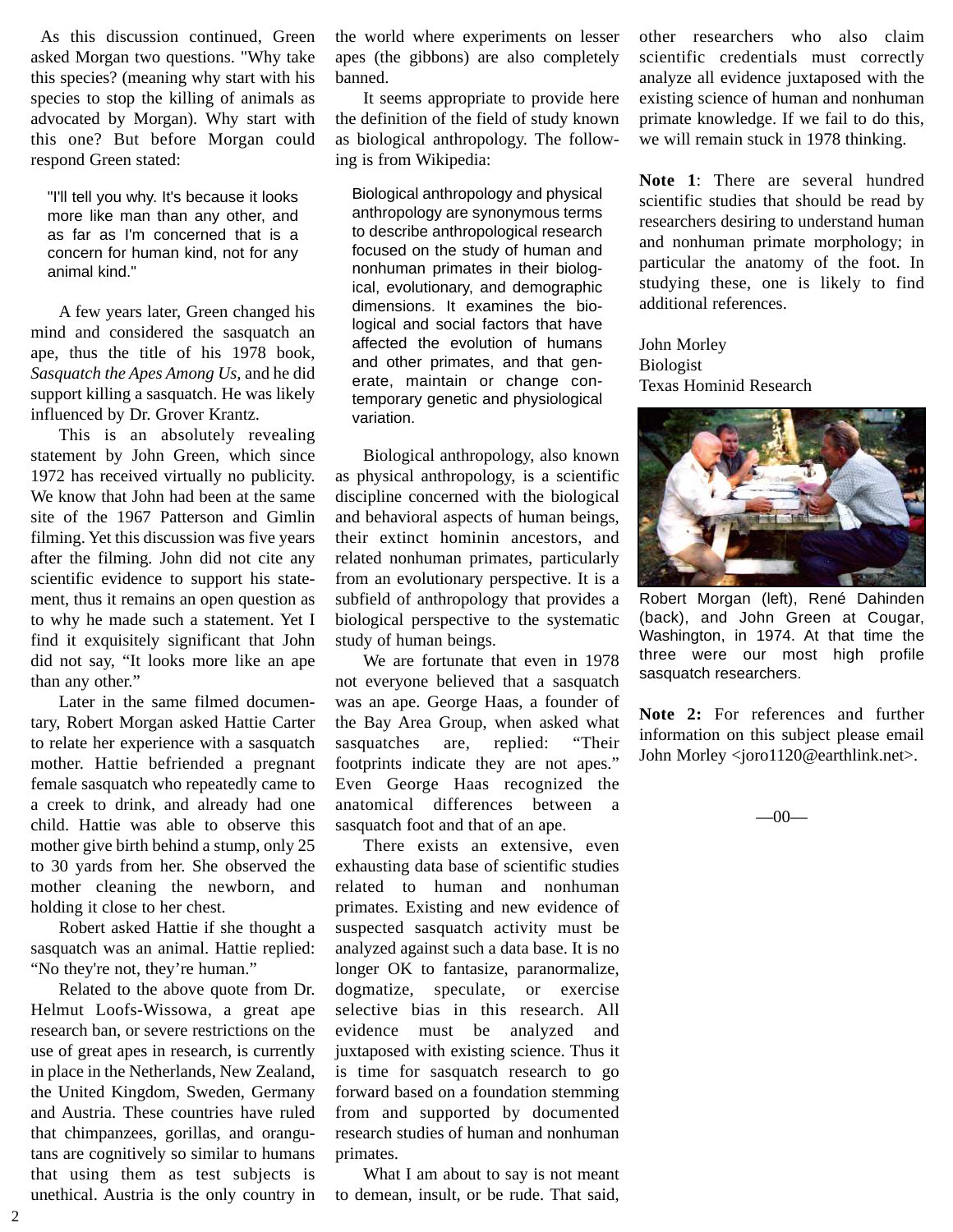As this discussion continued, Green asked Morgan two questions. "Why take this species? (meaning why start with his species to stop the killing of animals as advocated by Morgan). Why start with this one? But before Morgan could respond Green stated:

> "I'll tell you why. It's because it looks more like man than any other, and as far as I'm concerned that is a concern for human kind, not for any animal kind."

A few years later, Green changed his mind and considered the sasquatch an ape, thus the title of his 1978 book, *Sasquatch the Apes Among Us*, and he did support killing a sasquatch. He was likely influenced by Dr. Grover Krantz.

This is an absolutely revealing statement by John Green, which since 1972 has received virtually no publicity. We know that John had been at the same site of the 1967 Patterson and Gimlin filming. Yet this discussion was five years after the filming. John did not cite any scientific evidence to support his statement, thus it remains an open question as to why he made such a statement. Yet I find it exquisitely significant that John did not say, "It looks more like an ape than any other."

Later in the same filmed documentary, Robert Morgan asked Hattie Carter to relate her experience with a sasquatch mother. Hattie befriended a pregnant female sasquatch who repeatedly came to a creek to drink, and already had one child. Hattie was able to observe this mother give birth behind a stump, only 25 to 30 yards from her. She observed the mother cleaning the newborn, and holding it close to her chest.

Robert asked Hattie if she thought a sasquatch was an animal. Hattie replied: "No they're not, they're human."

Related to the above quote from Dr. Helmut Loofs-Wissowa, a great ape research ban, or severe restrictions on the use of great apes in research, is currently in place in the Netherlands, New Zealand, the United Kingdom, Sweden, Germany and Austria. These countries have ruled that chimpanzees, gorillas, and orangutans are cognitively so similar to humans that using them as test subjects is unethical. Austria is the only country in the world where experiments on lesser apes (the gibbons) are also completely banned.

It seems appropriate to provide here the definition of the field of study known as biological anthropology. The following is from Wikipedia:

> Biological anthropology and physical anthropology are synonymous terms to describe anthropological research focused on the study of human and nonhuman primates in their biological, evolutionary, and demographic dimensions. It examines the biological and social factors that have affected the evolution of humans and other primates, and that generate, maintain or change contemporary genetic and physiological variation.

Biological anthropology, also known as physical anthropology, is a scientific discipline concerned with the biological and behavioral aspects of human beings, their extinct hominin ancestors, and related nonhuman primates, particularly from an evolutionary perspective. It is a subfield of anthropology that provides a biological perspective to the systematic study of human beings.

We are fortunate that even in 1978 not everyone believed that a sasquatch was an ape. George Haas, a founder of the Bay Area Group, when asked what sasquatches are, replied: "Their footprints indicate they are not apes." Even George Haas recognized the anatomical differences between a sasquatch foot and that of an ape.

There exists an extensive, even exhausting data base of scientific studies related to human and nonhuman primates. Existing and new evidence of suspected sasquatch activity must be analyzed against such a data base. It is no longer OK to fantasize, paranormalize, dogmatize, speculate, or exercise selective bias in this research. All evidence must be analyzed and juxtaposed with existing science. Thus it is time for sasquatch research to go forward based on a foundation stemming from and supported by documented research studies of human and nonhuman primates.

What I am about to say is not meant to demean, insult, or be rude. That said, other researchers who also claim scientific credentials must correctly analyze all evidence juxtaposed with the existing science of human and nonhuman primate knowledge. If we fail to do this, we will remain stuck in 1978 thinking.

**Note 1**: There are several hundred scientific studies that should be read by researchers desiring to understand human and nonhuman primate morphology; in particular the anatomy of the foot. In studying these, one is likely to find additional references.

John Morley
Biologist
Texas Hominid Research

Robert Morgan (left), René Dahinden (back), and John Green at Cougar, Washington, in 1974. At that time the three were our most high profile sasquatch researchers.

**Note 2:** For references and further information on this subject please email John Morley <joro1120@earthlink.net>.

—00—